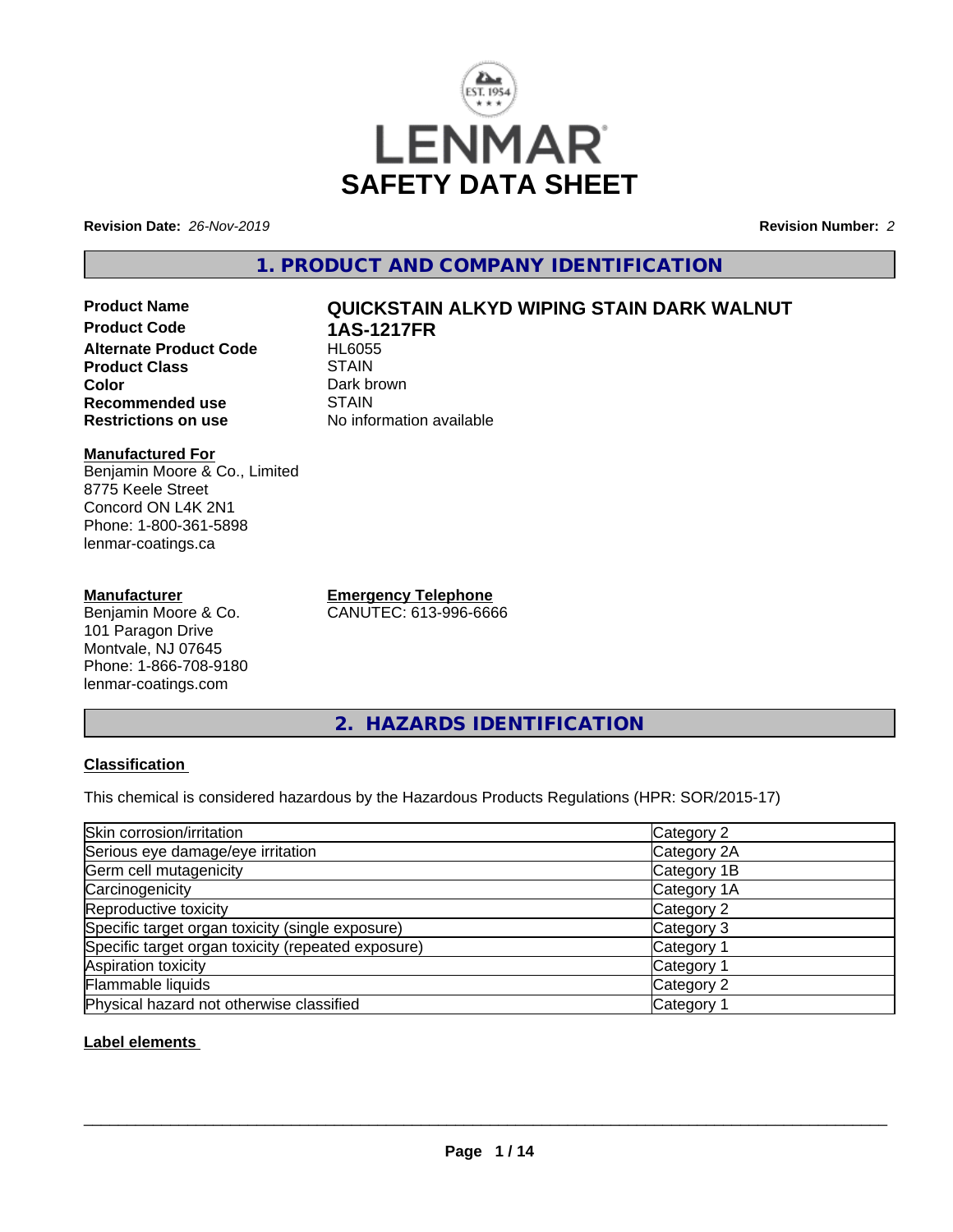# LENMAR SAFETY DATA SHEET

**Revision Date:** *26-Nov-2019*

**Revision Number:** *2*

## 1. PRODUCT AND COMPANY IDENTIFICATION

| | |
|---|---|
| **Product Name** | **QUICKSTAIN ALKYD WIPING STAIN DARK WALNUT** |
| **Product Code** | **1AS-1217FR** |
| **Alternate Product Code** | HL6055 |
| **Product Class** | STAIN |
| **Color** | Dark brown |
| **Recommended use** | STAIN |
| **Restrictions on use** | No information available |

**Manufactured For**
Benjamin Moore & Co., Limited
8775 Keele Street
Concord ON L4K 2N1
Phone: 1-800-361-5898
lenmar-coatings.ca

**Manufacturer**
Benjamin Moore & Co.
101 Paragon Drive
Montvale, NJ 07645
Phone: 1-866-708-9180
lenmar-coatings.com

**Emergency Telephone**
CANUTEC: 613-996-6666

## 2. HAZARDS IDENTIFICATION

**Classification**

This chemical is considered hazardous by the Hazardous Products Regulations (HPR: SOR/2015-17)

| | |
|---|---|
| Skin corrosion/irritation | Category 2 |
| Serious eye damage/eye irritation | Category 2A |
| Germ cell mutagenicity | Category 1B |
| Carcinogenicity | Category 1A |
| Reproductive toxicity | Category 2 |
| Specific target organ toxicity (single exposure) | Category 3 |
| Specific target organ toxicity (repeated exposure) | Category 1 |
| Aspiration toxicity | Category 1 |
| Flammable liquids | Category 2 |
| Physical hazard not otherwise classified | Category 1 |

**Label elements**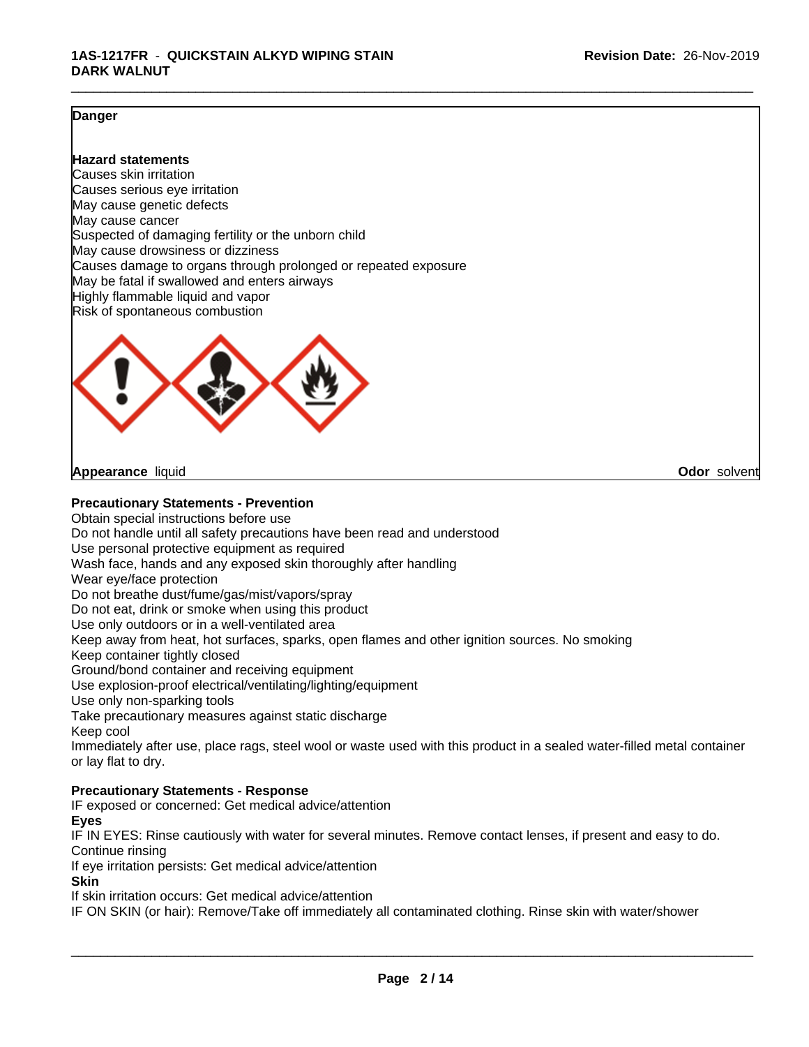**Danger**

**Hazard statements**
Causes skin irritation
Causes serious eye irritation
May cause genetic defects
May cause cancer
Suspected of damaging fertility or the unborn child
May cause drowsiness or dizziness
Causes damage to organs through prolonged or repeated exposure
May be fatal if swallowed and enters airways
Highly flammable liquid and vapor
Risk of spontaneous combustion

**Appearance** liquid **Odor** solvent

**Precautionary Statements - Prevention**
Obtain special instructions before use
Do not handle until all safety precautions have been read and understood
Use personal protective equipment as required
Wash face, hands and any exposed skin thoroughly after handling
Wear eye/face protection
Do not breathe dust/fume/gas/mist/vapors/spray
Do not eat, drink or smoke when using this product
Use only outdoors or in a well-ventilated area
Keep away from heat, hot surfaces, sparks, open flames and other ignition sources. No smoking
Keep container tightly closed
Ground/bond container and receiving equipment
Use explosion-proof electrical/ventilating/lighting/equipment
Use only non-sparking tools
Take precautionary measures against static discharge
Keep cool
Immediately after use, place rags, steel wool or waste used with this product in a sealed water-filled metal container or lay flat to dry.

**Precautionary Statements - Response**
IF exposed or concerned: Get medical advice/attention
**Eyes**
IF IN EYES: Rinse cautiously with water for several minutes. Remove contact lenses, if present and easy to do. Continue rinsing
If eye irritation persists: Get medical advice/attention
**Skin**
If skin irritation occurs: Get medical advice/attention
IF ON SKIN (or hair): Remove/Take off immediately all contaminated clothing. Rinse skin with water/shower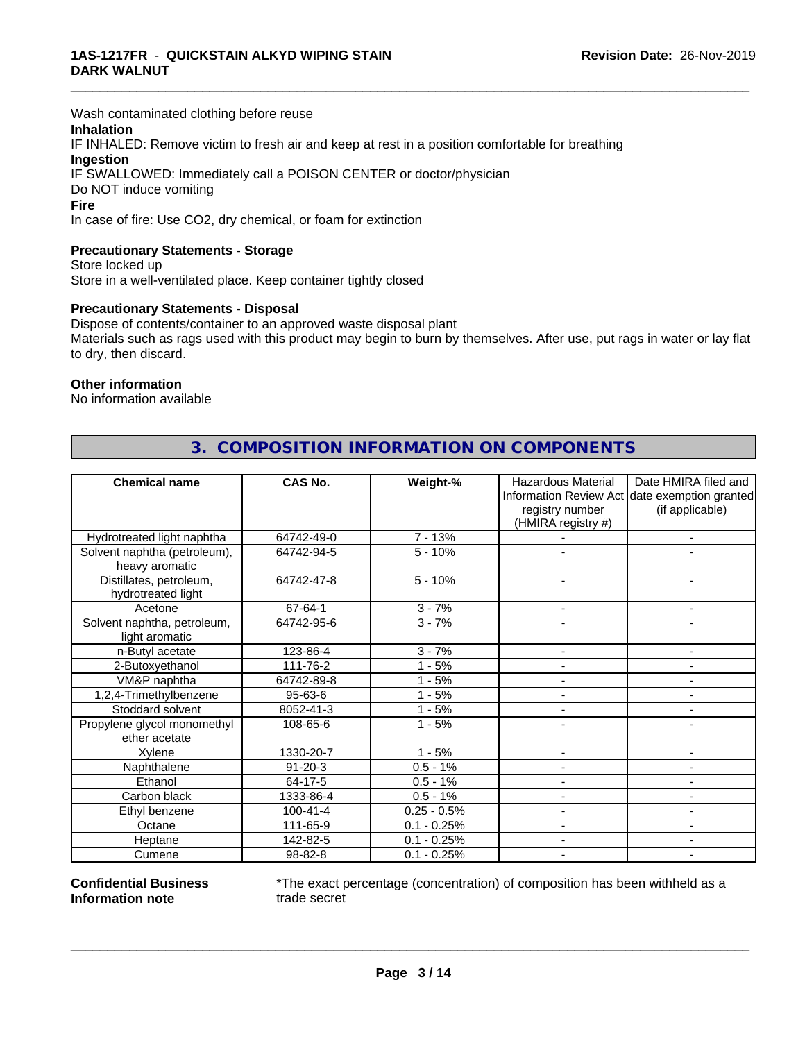Wash contaminated clothing before reuse

**Inhalation**

IF INHALED: Remove victim to fresh air and keep at rest in a position comfortable for breathing

**Ingestion**

IF SWALLOWED: Immediately call a POISON CENTER or doctor/physician

Do NOT induce vomiting

**Fire**

In case of fire: Use CO2, dry chemical, or foam for extinction

**Precautionary Statements - Storage**

Store locked up

Store in a well-ventilated place. Keep container tightly closed

**Precautionary Statements - Disposal**

Dispose of contents/container to an approved waste disposal plant

Materials such as rags used with this product may begin to burn by themselves. After use, put rags in water or lay flat to dry, then discard.

**Other information**

No information available

## 3. COMPOSITION INFORMATION ON COMPONENTS

| Chemical name | CAS No. | Weight-% | Hazardous Material Information Review Act registry number (HMIRA registry #) | Date HMIRA filed and date exemption granted (if applicable) |
|---|---|---|---|---|
| Hydrotreated light naphtha | 64742-49-0 | 7 - 13% | - | - |
| Solvent naphtha (petroleum), heavy aromatic | 64742-94-5 | 5 - 10% | - | - |
| Distillates, petroleum, hydrotreated light | 64742-47-8 | 5 - 10% | - | - |
| Acetone | 67-64-1 | 3 - 7% | - | - |
| Solvent naphtha, petroleum, light aromatic | 64742-95-6 | 3 - 7% | - | - |
| n-Butyl acetate | 123-86-4 | 3 - 7% | - | - |
| 2-Butoxyethanol | 111-76-2 | 1 - 5% | - | - |
| VM&P naphtha | 64742-89-8 | 1 - 5% | - | - |
| 1,2,4-Trimethylbenzene | 95-63-6 | 1 - 5% | - | - |
| Stoddard solvent | 8052-41-3 | 1 - 5% | - | - |
| Propylene glycol monomethyl ether acetate | 108-65-6 | 1 - 5% | - | - |
| Xylene | 1330-20-7 | 1 - 5% | - | - |
| Naphthalene | 91-20-3 | 0.5 - 1% | - | - |
| Ethanol | 64-17-5 | 0.5 - 1% | - | - |
| Carbon black | 1333-86-4 | 0.5 - 1% | - | - |
| Ethyl benzene | 100-41-4 | 0.25 - 0.5% | - | - |
| Octane | 111-65-9 | 0.1 - 0.25% | - | - |
| Heptane | 142-82-5 | 0.1 - 0.25% | - | - |
| Cumene | 98-82-8 | 0.1 - 0.25% | - | - |

**Confidential Business Information note**

*The exact percentage (concentration) of composition has been withheld as a trade secret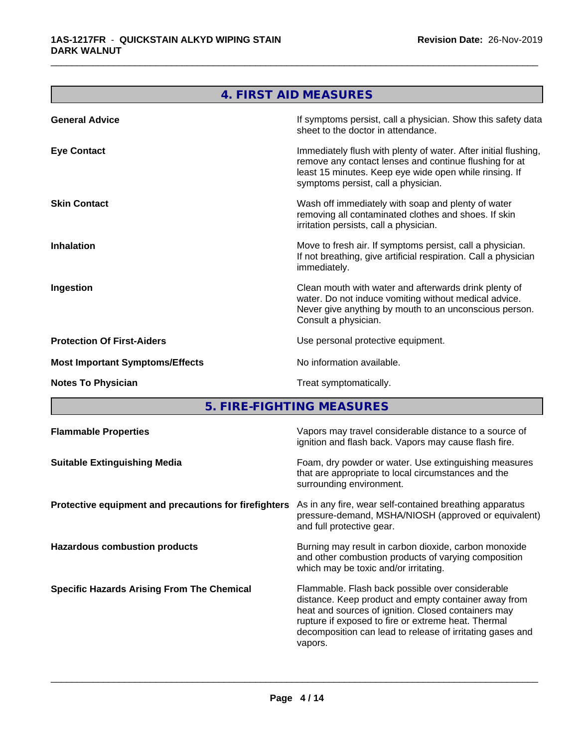## 4. FIRST AID MEASURES

| | |
|---|---|
| **General Advice** | If symptoms persist, call a physician. Show this safety data sheet to the doctor in attendance. |
| **Eye Contact** | Immediately flush with plenty of water. After initial flushing, remove any contact lenses and continue flushing for at least 15 minutes. Keep eye wide open while rinsing. If symptoms persist, call a physician. |
| **Skin Contact** | Wash off immediately with soap and plenty of water removing all contaminated clothes and shoes. If skin irritation persists, call a physician. |
| **Inhalation** | Move to fresh air. If symptoms persist, call a physician. If not breathing, give artificial respiration. Call a physician immediately. |
| **Ingestion** | Clean mouth with water and afterwards drink plenty of water. Do not induce vomiting without medical advice. Never give anything by mouth to an unconscious person. Consult a physician. |
| **Protection Of First-Aiders** | Use personal protective equipment. |
| **Most Important Symptoms/Effects** | No information available. |
| **Notes To Physician** | Treat symptomatically. |

## 5. FIRE-FIGHTING MEASURES

| | |
|---|---|
| **Flammable Properties** | Vapors may travel considerable distance to a source of ignition and flash back. Vapors may cause flash fire. |
| **Suitable Extinguishing Media** | Foam, dry powder or water. Use extinguishing measures that are appropriate to local circumstances and the surrounding environment. |
| **Protective equipment and precautions for firefighters** | As in any fire, wear self-contained breathing apparatus pressure-demand, MSHA/NIOSH (approved or equivalent) and full protective gear. |
| **Hazardous combustion products** | Burning may result in carbon dioxide, carbon monoxide and other combustion products of varying composition which may be toxic and/or irritating. |
| **Specific Hazards Arising From The Chemical** | Flammable. Flash back possible over considerable distance. Keep product and empty container away from heat and sources of ignition. Closed containers may rupture if exposed to fire or extreme heat. Thermal decomposition can lead to release of irritating gases and vapors. |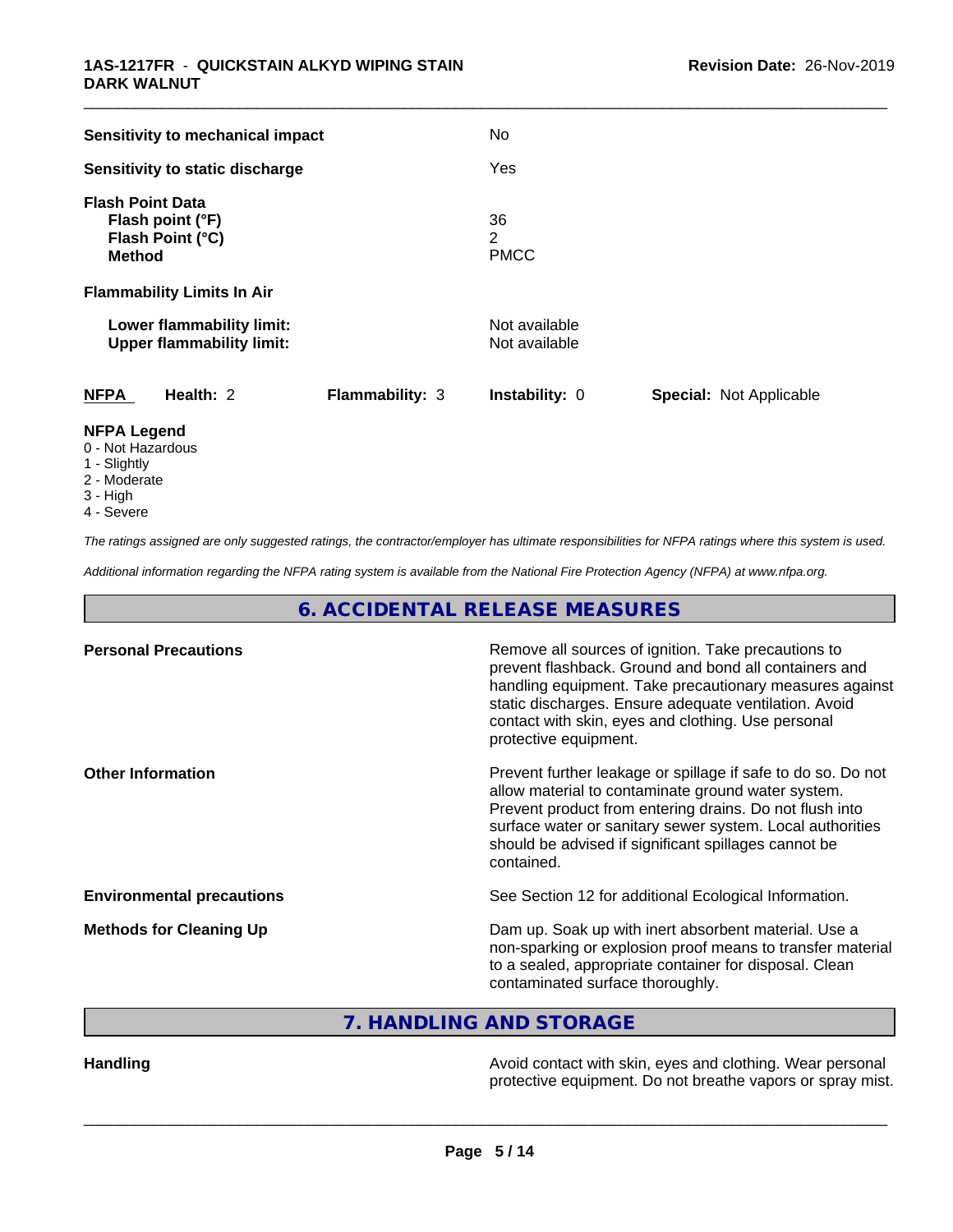**Sensitivity to mechanical impact** No

**Sensitivity to static discharge** Yes

**Flash Point Data**

| | |
|---|---|
| **Flash point (°F)** | 36 |
| **Flash Point (°C)** | 2 |
| **Method** | PMCC |

**Flammability Limits In Air**

| | |
|---|---|
| **Lower flammability limit:** | Not available |
| **Upper flammability limit:** | Not available |

| **NFPA** | **Health:** 2 | **Flammability:** 3 | **Instability:** 0 | **Special:** Not Applicable |
|---|---|---|---|---|

**NFPA Legend**

- 0 - Not Hazardous
- 1 - Slightly
- 2 - Moderate
- 3 - High
- 4 - Severe

*The ratings assigned are only suggested ratings, the contractor/employer has ultimate responsibilities for NFPA ratings where this system is used.*

*Additional information regarding the NFPA rating system is available from the National Fire Protection Agency (NFPA) at www.nfpa.org.*

## 6. ACCIDENTAL RELEASE MEASURES

| | |
|---|---|
| **Personal Precautions** | Remove all sources of ignition. Take precautions to prevent flashback. Ground and bond all containers and handling equipment. Take precautionary measures against static discharges. Ensure adequate ventilation. Avoid contact with skin, eyes and clothing. Use personal protective equipment. |
| **Other Information** | Prevent further leakage or spillage if safe to do so. Do not allow material to contaminate ground water system. Prevent product from entering drains. Do not flush into surface water or sanitary sewer system. Local authorities should be advised if significant spillages cannot be contained. |
| **Environmental precautions** | See Section 12 for additional Ecological Information. |
| **Methods for Cleaning Up** | Dam up. Soak up with inert absorbent material. Use a non-sparking or explosion proof means to transfer material to a sealed, appropriate container for disposal. Clean contaminated surface thoroughly. |

## 7. HANDLING AND STORAGE

| | |
|---|---|
| **Handling** | Avoid contact with skin, eyes and clothing. Wear personal protective equipment. Do not breathe vapors or spray mist. |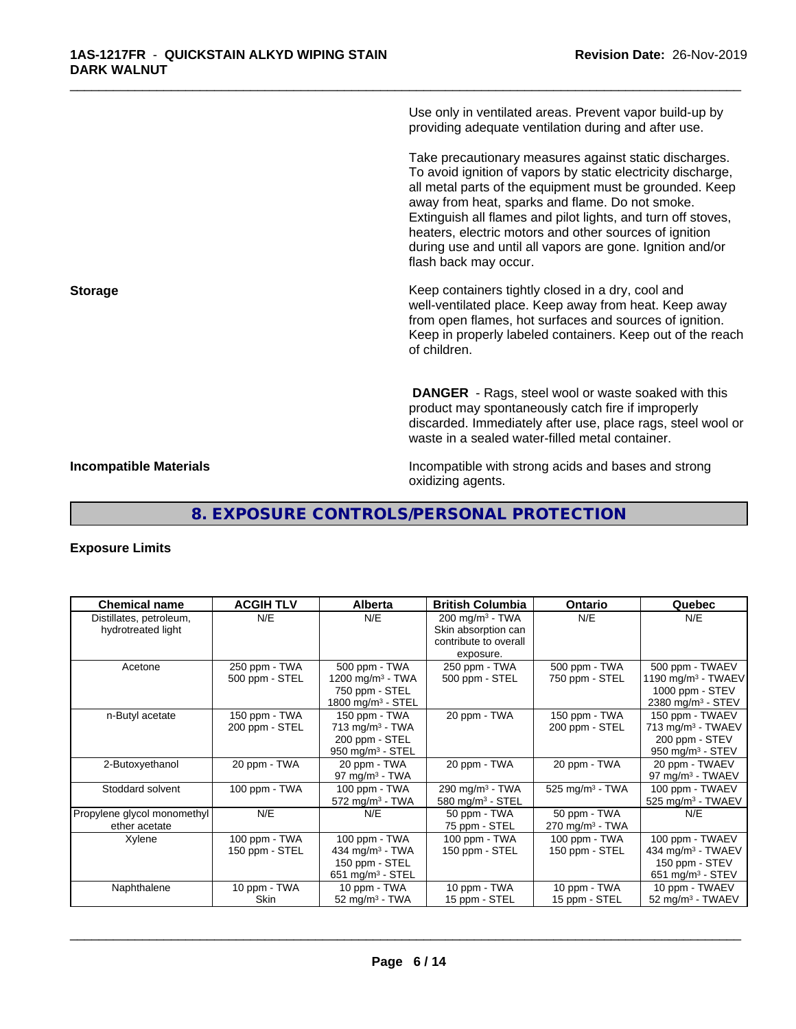Use only in ventilated areas. Prevent vapor build-up by providing adequate ventilation during and after use.

Take precautionary measures against static discharges. To avoid ignition of vapors by static electricity discharge, all metal parts of the equipment must be grounded. Keep away from heat, sparks and flame. Do not smoke. Extinguish all flames and pilot lights, and turn off stoves, heaters, electric motors and other sources of ignition during use and until all vapors are gone. Ignition and/or flash back may occur.

**Storage**

Keep containers tightly closed in a dry, cool and well-ventilated place. Keep away from heat. Keep away from open flames, hot surfaces and sources of ignition. Keep in properly labeled containers. Keep out of the reach of children.

**DANGER** - Rags, steel wool or waste soaked with this product may spontaneously catch fire if improperly discarded. Immediately after use, place rags, steel wool or waste in a sealed water-filled metal container.

**Incompatible Materials**

Incompatible with strong acids and bases and strong oxidizing agents.

## 8. EXPOSURE CONTROLS/PERSONAL PROTECTION

### Exposure Limits

| Chemical name | ACGIH TLV | Alberta | British Columbia | Ontario | Quebec |
|---|---|---|---|---|---|
| Distillates, petroleum, hydrotreated light | N/E | N/E | 200 mg/m³ - TWA<br>Skin absorption can contribute to overall exposure. | N/E | N/E |
| Acetone | 250 ppm - TWA<br>500 ppm - STEL | 500 ppm - TWA<br>1200 mg/m³ - TWA<br>750 ppm - STEL<br>1800 mg/m³ - STEL | 250 ppm - TWA<br>500 ppm - STEL | 500 ppm - TWA<br>750 ppm - STEL | 500 ppm - TWAEV<br>1190 mg/m³ - TWAEV<br>1000 ppm - STEV<br>2380 mg/m³ - STEV |
| n-Butyl acetate | 150 ppm - TWA<br>200 ppm - STEL | 150 ppm - TWA<br>713 mg/m³ - TWA<br>200 ppm - STEL<br>950 mg/m³ - STEL | 20 ppm - TWA | 150 ppm - TWA<br>200 ppm - STEL | 150 ppm - TWAEV<br>713 mg/m³ - TWAEV<br>200 ppm - STEV<br>950 mg/m³ - STEV |
| 2-Butoxyethanol | 20 ppm - TWA | 20 ppm - TWA<br>97 mg/m³ - TWA | 20 ppm - TWA | 20 ppm - TWA | 20 ppm - TWAEV<br>97 mg/m³ - TWAEV |
| Stoddard solvent | 100 ppm - TWA | 100 ppm - TWA<br>572 mg/m³ - TWA | 290 mg/m³ - TWA<br>580 mg/m³ - STEL | 525 mg/m³ - TWA | 100 ppm - TWAEV<br>525 mg/m³ - TWAEV |
| Propylene glycol monomethyl ether acetate | N/E | N/E | 50 ppm - TWA<br>75 ppm - STEL | 50 ppm - TWA<br>270 mg/m³ - TWA | N/E |
| Xylene | 100 ppm - TWA<br>150 ppm - STEL | 100 ppm - TWA<br>434 mg/m³ - TWA<br>150 ppm - STEL<br>651 mg/m³ - STEL | 100 ppm - TWA<br>150 ppm - STEL | 100 ppm - TWA<br>150 ppm - STEL | 100 ppm - TWAEV<br>434 mg/m³ - TWAEV<br>150 ppm - STEV<br>651 mg/m³ - STEV |
| Naphthalene | 10 ppm - TWA<br>Skin | 10 ppm - TWA<br>52 mg/m³ - TWA | 10 ppm - TWA<br>15 ppm - STEL | 10 ppm - TWA<br>15 ppm - STEL | 10 ppm - TWAEV<br>52 mg/m³ - TWAEV |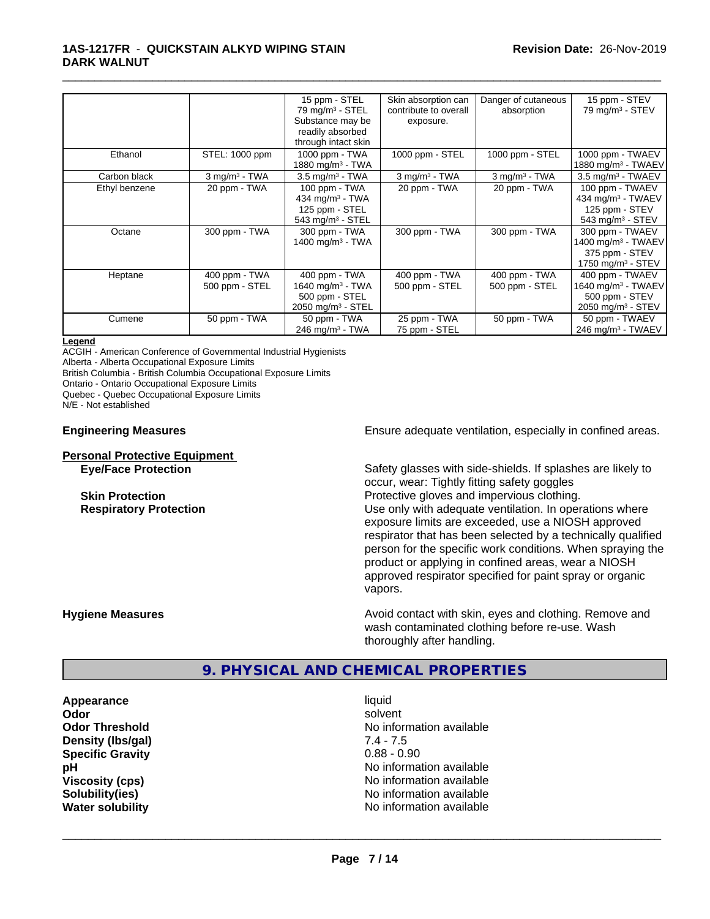| | | | | | |
|---|---|---|---|---|---|
| | | 15 ppm - STEL<br>79 mg/m³ - STEL<br>Substance may be readily absorbed through intact skin | Skin absorption can contribute to overall exposure. | Danger of cutaneous absorption | 15 ppm - STEV<br>79 mg/m³ - STEV |
| Ethanol | STEL: 1000 ppm | 1000 ppm - TWA<br>1880 mg/m³ - TWA | 1000 ppm - STEL | 1000 ppm - STEL | 1000 ppm - TWAEV<br>1880 mg/m³ - TWAEV |
| Carbon black | 3 mg/m³ - TWA | 3.5 mg/m³ - TWA | 3 mg/m³ - TWA | 3 mg/m³ - TWA | 3.5 mg/m³ - TWAEV |
| Ethyl benzene | 20 ppm - TWA | 100 ppm - TWA<br>434 mg/m³ - TWA<br>125 ppm - STEL<br>543 mg/m³ - STEL | 20 ppm - TWA | 20 ppm - TWA | 100 ppm - TWAEV<br>434 mg/m³ - TWAEV<br>125 ppm - STEV<br>543 mg/m³ - STEV |
| Octane | 300 ppm - TWA | 300 ppm - TWA<br>1400 mg/m³ - TWA | 300 ppm - TWA | 300 ppm - TWA | 300 ppm - TWAEV<br>1400 mg/m³ - TWAEV<br>375 ppm - STEV<br>1750 mg/m³ - STEV |
| Heptane | 400 ppm - TWA<br>500 ppm - STEL | 400 ppm - TWA<br>1640 mg/m³ - TWA<br>500 ppm - STEL<br>2050 mg/m³ - STEL | 400 ppm - TWA<br>500 ppm - STEL | 400 ppm - TWA<br>500 ppm - STEL | 400 ppm - TWAEV<br>1640 mg/m³ - TWAEV<br>500 ppm - STEV<br>2050 mg/m³ - STEV |
| Cumene | 50 ppm - TWA | 50 ppm - TWA<br>246 mg/m³ - TWA | 25 ppm - TWA<br>75 ppm - STEL | 50 ppm - TWA | 50 ppm - TWAEV<br>246 mg/m³ - TWAEV |

**Legend**

ACGIH - American Conference of Governmental Industrial Hygienists
Alberta - Alberta Occupational Exposure Limits
British Columbia - British Columbia Occupational Exposure Limits
Ontario - Ontario Occupational Exposure Limits
Quebec - Quebec Occupational Exposure Limits
N/E - Not established

**Engineering Measures** Ensure adequate ventilation, especially in confined areas.

**Personal Protective Equipment**

**Eye/Face Protection** Safety glasses with side-shields. If splashes are likely to occur, wear: Tightly fitting safety goggles

**Skin Protection** Protective gloves and impervious clothing.

**Respiratory Protection** Use only with adequate ventilation. In operations where exposure limits are exceeded, use a NIOSH approved respirator that has been selected by a technically qualified person for the specific work conditions. When spraying the product or applying in confined areas, wear a NIOSH approved respirator specified for paint spray or organic vapors.

**Hygiene Measures** Avoid contact with skin, eyes and clothing. Remove and wash contaminated clothing before re-use. Wash thoroughly after handling.

## 9. PHYSICAL AND CHEMICAL PROPERTIES

| | |
|---|---|
| **Appearance** | liquid |
| **Odor** | solvent |
| **Odor Threshold** | No information available |
| **Density (lbs/gal)** | 7.4 - 7.5 |
| **Specific Gravity** | 0.88 - 0.90 |
| **pH** | No information available |
| **Viscosity (cps)** | No information available |
| **Solubility(ies)** | No information available |
| **Water solubility** | No information available |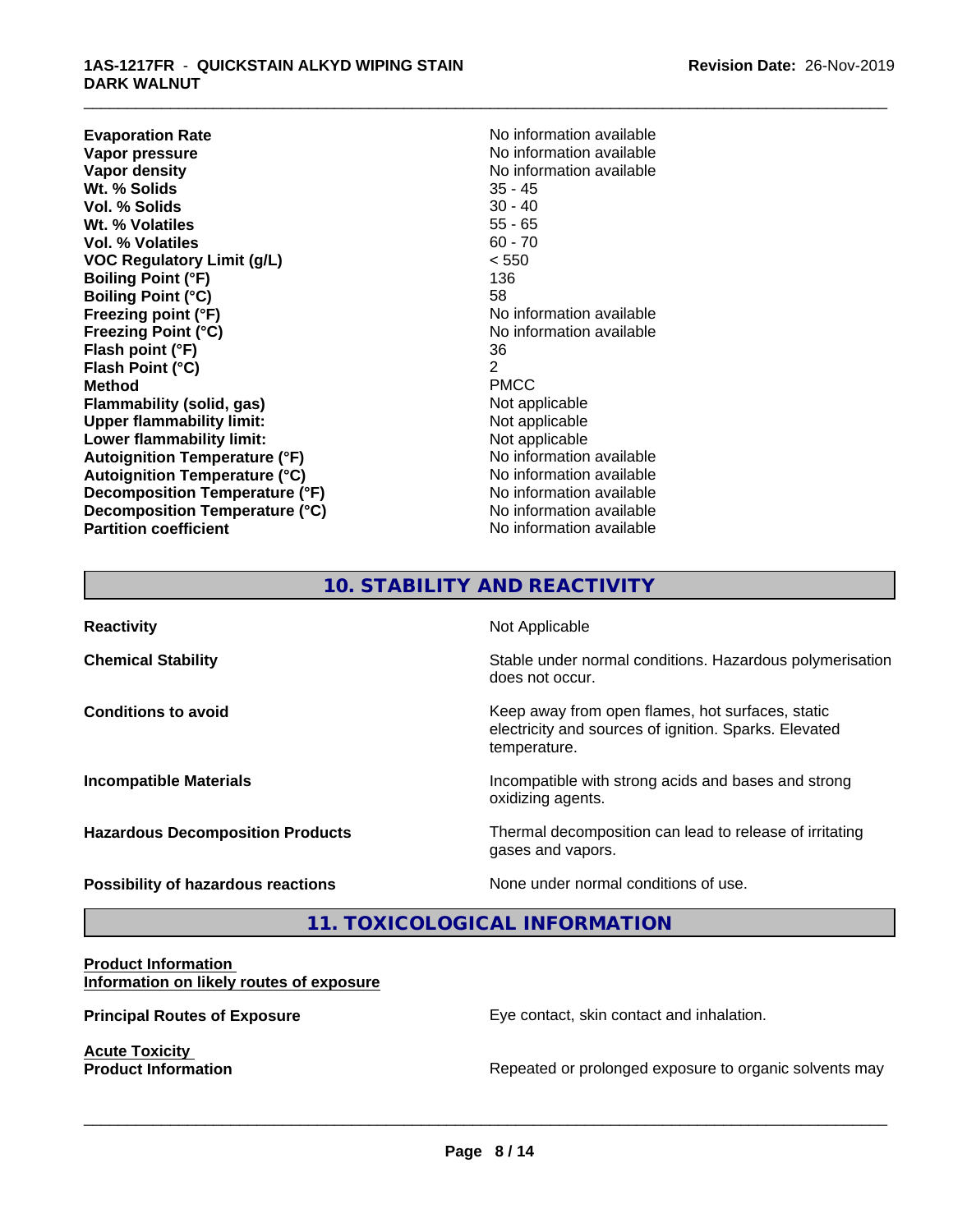| | |
|---|---|
| **Evaporation Rate** | No information available |
| **Vapor pressure** | No information available |
| **Vapor density** | No information available |
| **Wt. % Solids** | 35 - 45 |
| **Vol. % Solids** | 30 - 40 |
| **Wt. % Volatiles** | 55 - 65 |
| **Vol. % Volatiles** | 60 - 70 |
| **VOC Regulatory Limit (g/L)** | < 550 |
| **Boiling Point (°F)** | 136 |
| **Boiling Point (°C)** | 58 |
| **Freezing point (°F)** | No information available |
| **Freezing Point (°C)** | No information available |
| **Flash point (°F)** | 36 |
| **Flash Point (°C)** | 2 |
| **Method** | PMCC |
| **Flammability (solid, gas)** | Not applicable |
| **Upper flammability limit:** | Not applicable |
| **Lower flammability limit:** | Not applicable |
| **Autoignition Temperature (°F)** | No information available |
| **Autoignition Temperature (°C)** | No information available |
| **Decomposition Temperature (°F)** | No information available |
| **Decomposition Temperature (°C)** | No information available |
| **Partition coefficient** | No information available |

## 10. STABILITY AND REACTIVITY

| | |
|---|---|
| **Reactivity** | Not Applicable |
| **Chemical Stability** | Stable under normal conditions. Hazardous polymerisation does not occur. |
| **Conditions to avoid** | Keep away from open flames, hot surfaces, static electricity and sources of ignition. Sparks. Elevated temperature. |
| **Incompatible Materials** | Incompatible with strong acids and bases and strong oxidizing agents. |
| **Hazardous Decomposition Products** | Thermal decomposition can lead to release of irritating gases and vapors. |
| **Possibility of hazardous reactions** | None under normal conditions of use. |

## 11. TOXICOLOGICAL INFORMATION

**Product Information**
**Information on likely routes of exposure**

**Principal Routes of Exposure** — Eye contact, skin contact and inhalation.

**Acute Toxicity**
**Product Information** — Repeated or prolonged exposure to organic solvents may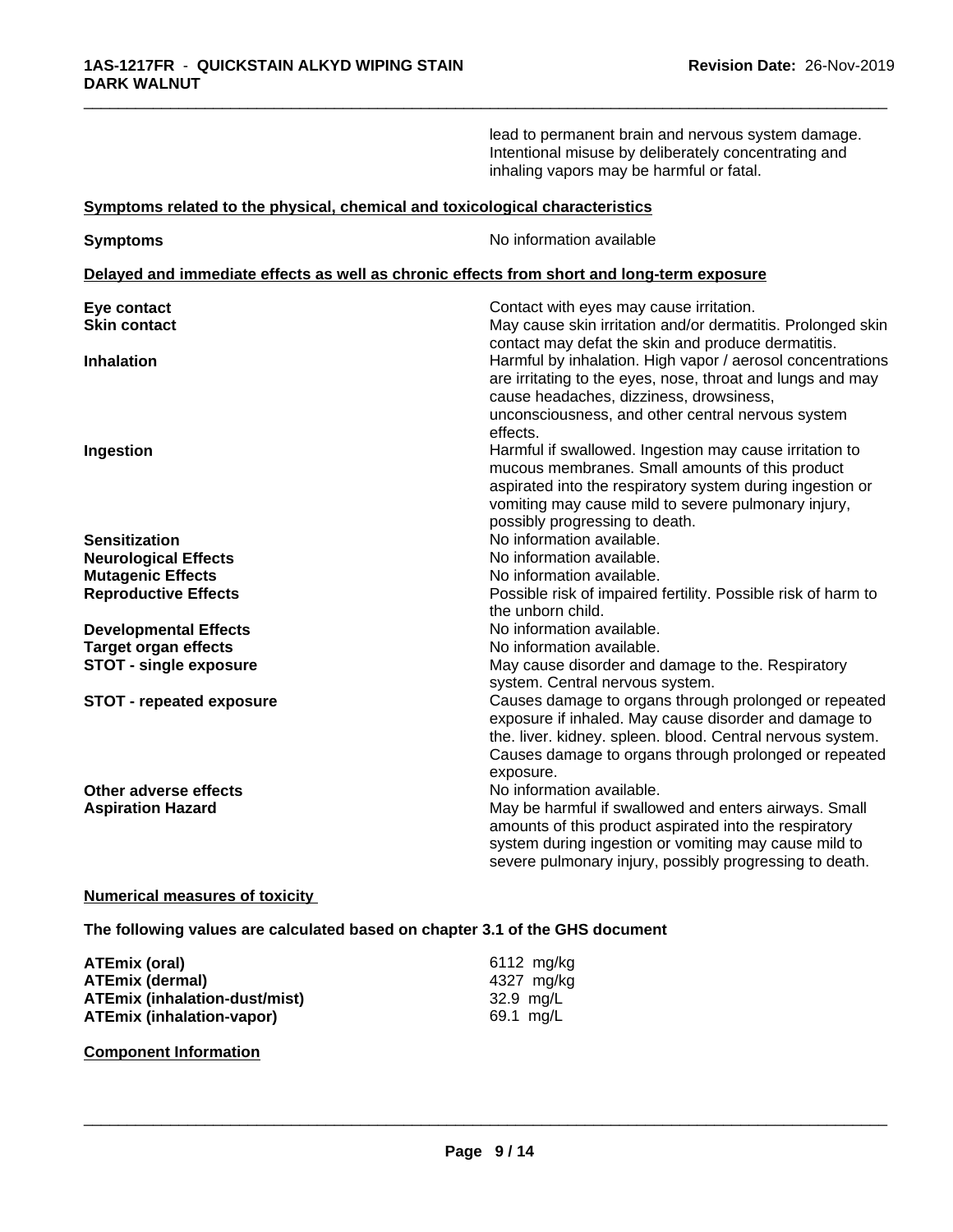lead to permanent brain and nervous system damage. Intentional misuse by deliberately concentrating and inhaling vapors may be harmful or fatal.

**Symptoms related to the physical, chemical and toxicological characteristics**

| | |
|---|---|
| **Symptoms** | No information available |

**Delayed and immediate effects as well as chronic effects from short and long-term exposure**

| | |
|---|---|
| **Eye contact** | Contact with eyes may cause irritation. |
| **Skin contact** | May cause skin irritation and/or dermatitis. Prolonged skin contact may defat the skin and produce dermatitis. |
| **Inhalation** | Harmful by inhalation. High vapor / aerosol concentrations are irritating to the eyes, nose, throat and lungs and may cause headaches, dizziness, drowsiness, unconsciousness, and other central nervous system effects. |
| **Ingestion** | Harmful if swallowed. Ingestion may cause irritation to mucous membranes. Small amounts of this product aspirated into the respiratory system during ingestion or vomiting may cause mild to severe pulmonary injury, possibly progressing to death. |
| **Sensitization** | No information available. |
| **Neurological Effects** | No information available. |
| **Mutagenic Effects** | No information available. |
| **Reproductive Effects** | Possible risk of impaired fertility. Possible risk of harm to the unborn child. |
| **Developmental Effects** | No information available. |
| **Target organ effects** | No information available. |
| **STOT - single exposure** | May cause disorder and damage to the. Respiratory system. Central nervous system. |
| **STOT - repeated exposure** | Causes damage to organs through prolonged or repeated exposure if inhaled. May cause disorder and damage to the. liver. kidney. spleen. blood. Central nervous system. Causes damage to organs through prolonged or repeated exposure. |
| **Other adverse effects** | No information available. |
| **Aspiration Hazard** | May be harmful if swallowed and enters airways. Small amounts of this product aspirated into the respiratory system during ingestion or vomiting may cause mild to severe pulmonary injury, possibly progressing to death. |

**Numerical measures of toxicity**

**The following values are calculated based on chapter 3.1 of the GHS document**

| | |
|---|---|
| **ATEmix (oral)** | 6112 mg/kg |
| **ATEmix (dermal)** | 4327 mg/kg |
| **ATEmix (inhalation-dust/mist)** | 32.9 mg/L |
| **ATEmix (inhalation-vapor)** | 69.1 mg/L |

**Component Information**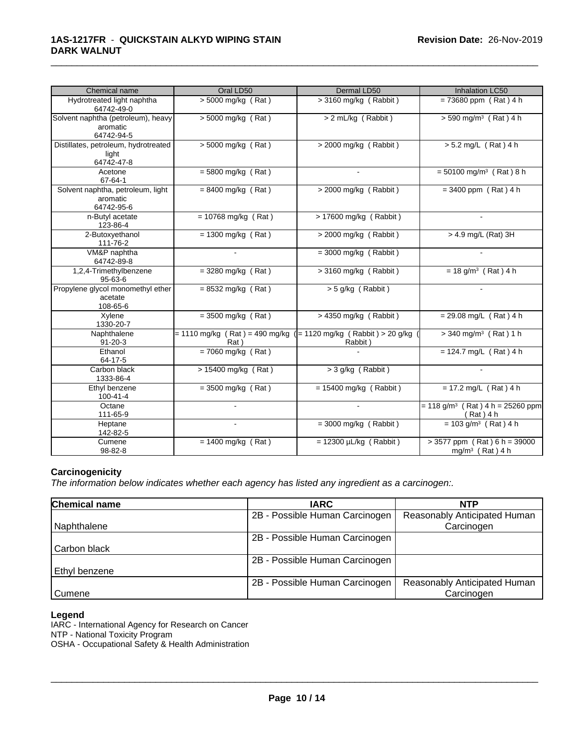| Chemical name | Oral LD50 | Dermal LD50 | Inhalation LC50 |
|---|---|---|---|
| Hydrotreated light naphtha 64742-49-0 | > 5000 mg/kg ( Rat ) | > 3160 mg/kg ( Rabbit ) | = 73680 ppm ( Rat ) 4 h |
| Solvent naphtha (petroleum), heavy aromatic 64742-94-5 | > 5000 mg/kg ( Rat ) | > 2 mL/kg ( Rabbit ) | > 590 mg/m³ ( Rat ) 4 h |
| Distillates, petroleum, hydrotreated light 64742-47-8 | > 5000 mg/kg ( Rat ) | > 2000 mg/kg ( Rabbit ) | > 5.2 mg/L ( Rat ) 4 h |
| Acetone 67-64-1 | = 5800 mg/kg ( Rat ) | - | = 50100 mg/m³ ( Rat ) 8 h |
| Solvent naphtha, petroleum, light aromatic 64742-95-6 | = 8400 mg/kg ( Rat ) | > 2000 mg/kg ( Rabbit ) | = 3400 ppm ( Rat ) 4 h |
| n-Butyl acetate 123-86-4 | = 10768 mg/kg ( Rat ) | > 17600 mg/kg ( Rabbit ) | - |
| 2-Butoxyethanol 111-76-2 | = 1300 mg/kg ( Rat ) | > 2000 mg/kg ( Rabbit ) | > 4.9 mg/L (Rat) 3H |
| VM&P naphtha 64742-89-8 | - | = 3000 mg/kg ( Rabbit ) | - |
| 1,2,4-Trimethylbenzene 95-63-6 | = 3280 mg/kg ( Rat ) | > 3160 mg/kg ( Rabbit ) | = 18 g/m³ ( Rat ) 4 h |
| Propylene glycol monomethyl ether acetate 108-65-6 | = 8532 mg/kg ( Rat ) | > 5 g/kg ( Rabbit ) | - |
| Xylene 1330-20-7 | = 3500 mg/kg ( Rat ) | > 4350 mg/kg ( Rabbit ) | = 29.08 mg/L ( Rat ) 4 h |
| Naphthalene 91-20-3 | = 1110 mg/kg ( Rat ) = 490 mg/kg ( Rat ) | = 1120 mg/kg ( Rabbit ) > 20 g/kg ( Rabbit ) | > 340 mg/m³ ( Rat ) 1 h |
| Ethanol 64-17-5 | = 7060 mg/kg ( Rat ) | - | = 124.7 mg/L ( Rat ) 4 h |
| Carbon black 1333-86-4 | > 15400 mg/kg ( Rat ) | > 3 g/kg ( Rabbit ) | - |
| Ethyl benzene 100-41-4 | = 3500 mg/kg ( Rat ) | = 15400 mg/kg ( Rabbit ) | = 17.2 mg/L ( Rat ) 4 h |
| Octane 111-65-9 | - | - | = 118 g/m³ ( Rat ) 4 h = 25260 ppm ( Rat ) 4 h |
| Heptane 142-82-5 | - | = 3000 mg/kg ( Rabbit ) | = 103 g/m³ ( Rat ) 4 h |
| Cumene 98-82-8 | = 1400 mg/kg ( Rat ) | = 12300 µL/kg ( Rabbit ) | > 3577 ppm ( Rat ) 6 h = 39000 mg/m³ ( Rat ) 4 h |

**Carcinogenicity**

*The information below indicates whether each agency has listed any ingredient as a carcinogen:.*

| Chemical name | IARC | NTP |
|---|---|---|
| Naphthalene | 2B - Possible Human Carcinogen | Reasonably Anticipated Human Carcinogen |
| Carbon black | 2B - Possible Human Carcinogen | |
| Ethyl benzene | 2B - Possible Human Carcinogen | |
| Cumene | 2B - Possible Human Carcinogen | Reasonably Anticipated Human Carcinogen |

**Legend**

IARC - International Agency for Research on Cancer
NTP - National Toxicity Program
OSHA - Occupational Safety & Health Administration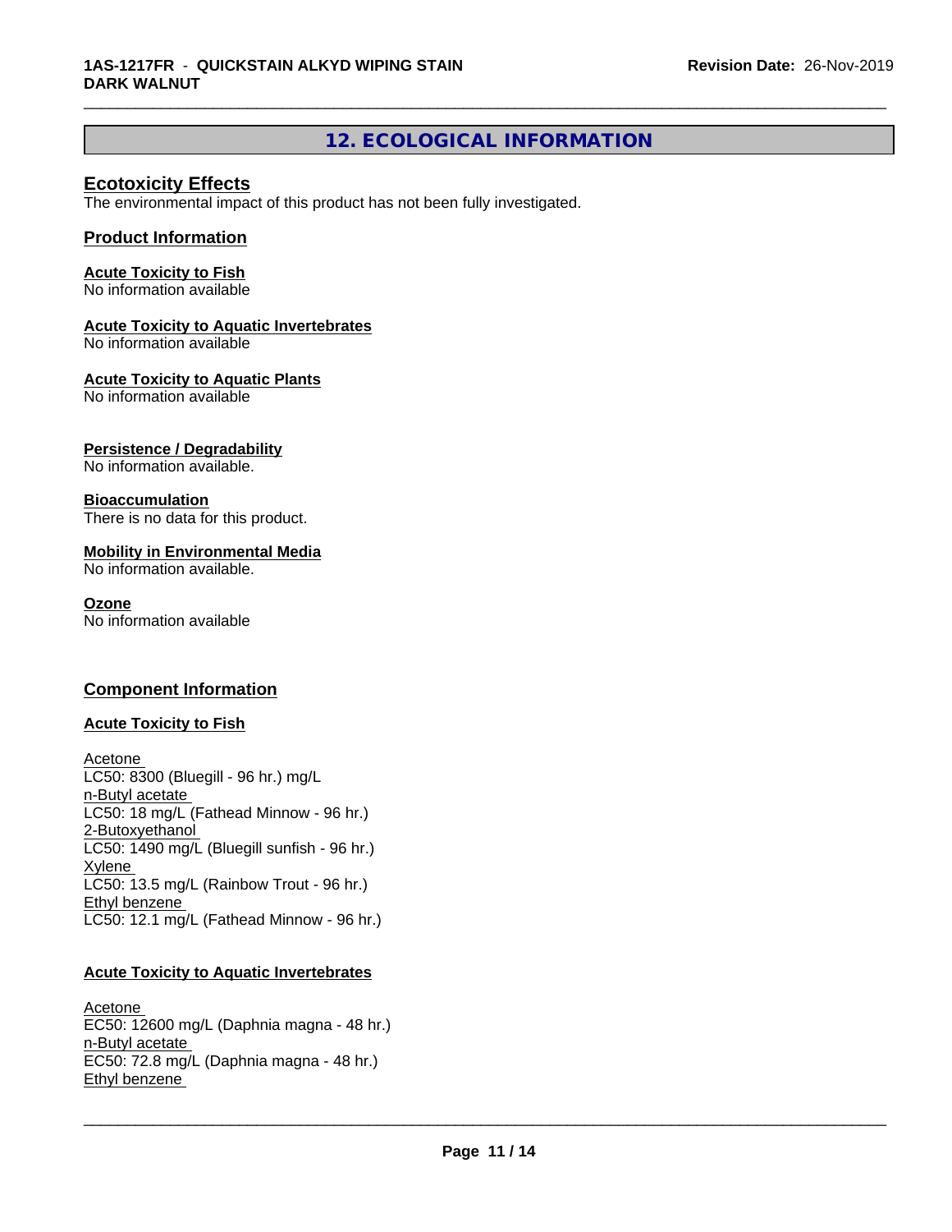## 12. ECOLOGICAL INFORMATION

### Ecotoxicity Effects

The environmental impact of this product has not been fully investigated.

### Product Information

**Acute Toxicity to Fish**
No information available

**Acute Toxicity to Aquatic Invertebrates**
No information available

**Acute Toxicity to Aquatic Plants**
No information available

**Persistence / Degradability**
No information available.

**Bioaccumulation**
There is no data for this product.

**Mobility in Environmental Media**
No information available.

**Ozone**
No information available

### Component Information

**Acute Toxicity to Fish**

Acetone
LC50: 8300 (Bluegill - 96 hr.) mg/L
n-Butyl acetate
LC50: 18 mg/L (Fathead Minnow - 96 hr.)
2-Butoxyethanol
LC50: 1490 mg/L (Bluegill sunfish - 96 hr.)
Xylene
LC50: 13.5 mg/L (Rainbow Trout - 96 hr.)
Ethyl benzene
LC50: 12.1 mg/L (Fathead Minnow - 96 hr.)

**Acute Toxicity to Aquatic Invertebrates**

Acetone
EC50: 12600 mg/L (Daphnia magna - 48 hr.)
n-Butyl acetate
EC50: 72.8 mg/L (Daphnia magna - 48 hr.)
Ethyl benzene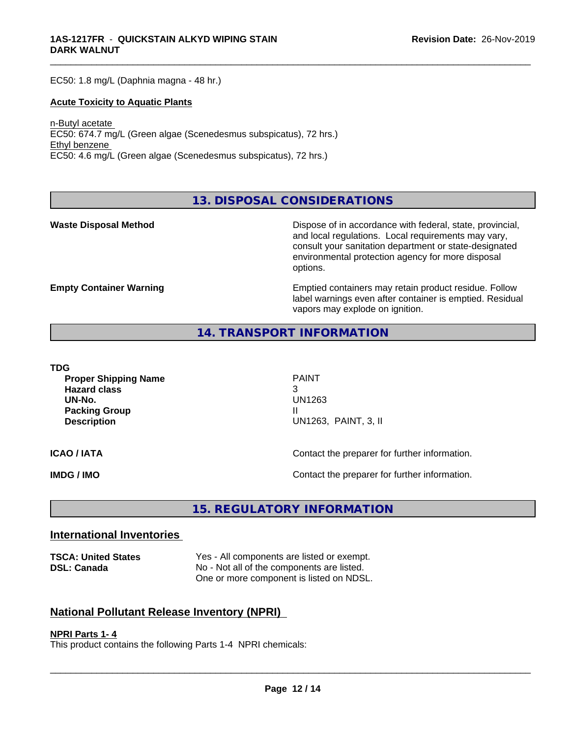EC50: 1.8 mg/L (Daphnia magna - 48 hr.)

**Acute Toxicity to Aquatic Plants**

n-Butyl acetate
EC50: 674.7 mg/L (Green algae (Scenedesmus subspicatus), 72 hrs.)
Ethyl benzene
EC50: 4.6 mg/L (Green algae (Scenedesmus subspicatus), 72 hrs.)

## 13. DISPOSAL CONSIDERATIONS

**Waste Disposal Method**

Dispose of in accordance with federal, state, provincial, and local regulations. Local requirements may vary, consult your sanitation department or state-designated environmental protection agency for more disposal options.

**Empty Container Warning**

Emptied containers may retain product residue. Follow label warnings even after container is emptied. Residual vapors may explode on ignition.

## 14. TRANSPORT INFORMATION

**TDG**

| | |
|---|---|
| **Proper Shipping Name** | PAINT |
| **Hazard class** | 3 |
| **UN-No.** | UN1263 |
| **Packing Group** | II |
| **Description** | UN1263, PAINT, 3, II |

**ICAO / IATA** Contact the preparer for further information.

**IMDG / IMO** Contact the preparer for further information.

## 15. REGULATORY INFORMATION

### International Inventories

| | |
|---|---|
| **TSCA: United States** | Yes - All components are listed or exempt. |
| **DSL: Canada** | No - Not all of the components are listed. One or more component is listed on NDSL. |

### National Pollutant Release Inventory (NPRI)

**NPRI Parts 1- 4**
This product contains the following Parts 1-4 NPRI chemicals: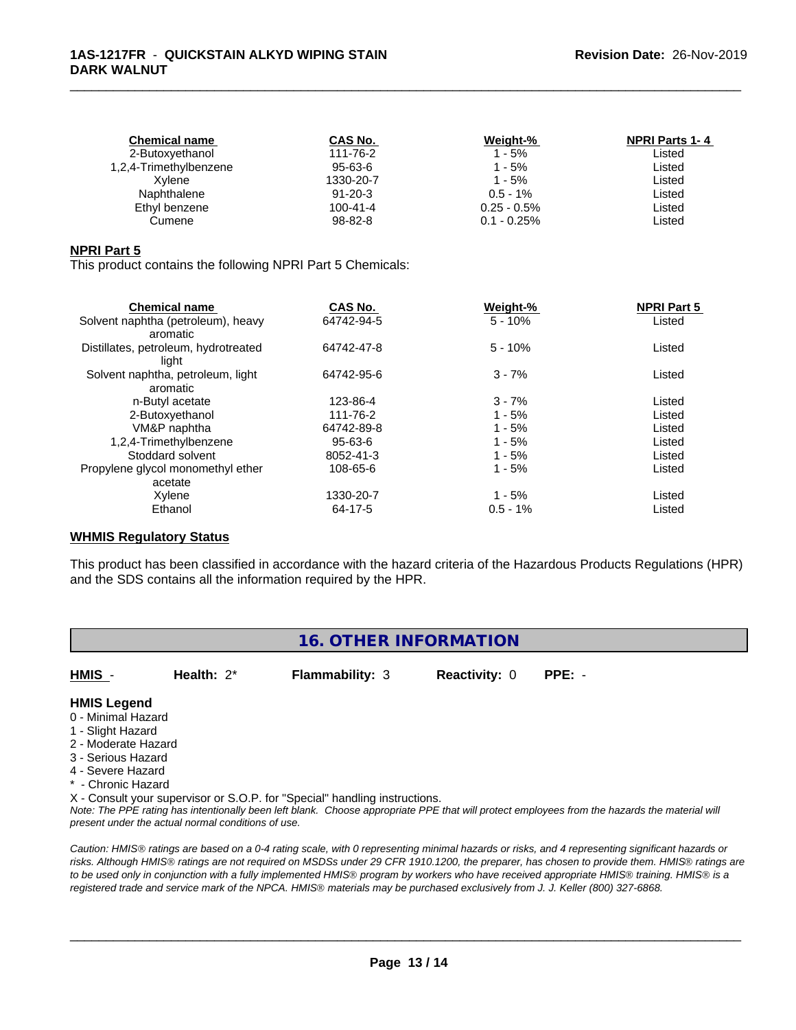| Chemical name | CAS No. | Weight-% | NPRI Parts 1- 4 |
|---|---|---|---|
| 2-Butoxyethanol | 111-76-2 | 1 - 5% | Listed |
| 1,2,4-Trimethylbenzene | 95-63-6 | 1 - 5% | Listed |
| Xylene | 1330-20-7 | 1 - 5% | Listed |
| Naphthalene | 91-20-3 | 0.5 - 1% | Listed |
| Ethyl benzene | 100-41-4 | 0.25 - 0.5% | Listed |
| Cumene | 98-82-8 | 0.1 - 0.25% | Listed |

**NPRI Part 5**

This product contains the following NPRI Part 5 Chemicals:

| Chemical name | CAS No. | Weight-% | NPRI Part 5 |
|---|---|---|---|
| Solvent naphtha (petroleum), heavy aromatic | 64742-94-5 | 5 - 10% | Listed |
| Distillates, petroleum, hydrotreated light | 64742-47-8 | 5 - 10% | Listed |
| Solvent naphtha, petroleum, light aromatic | 64742-95-6 | 3 - 7% | Listed |
| n-Butyl acetate | 123-86-4 | 3 - 7% | Listed |
| 2-Butoxyethanol | 111-76-2 | 1 - 5% | Listed |
| VM&P naphtha | 64742-89-8 | 1 - 5% | Listed |
| 1,2,4-Trimethylbenzene | 95-63-6 | 1 - 5% | Listed |
| Stoddard solvent | 8052-41-3 | 1 - 5% | Listed |
| Propylene glycol monomethyl ether acetate | 108-65-6 | 1 - 5% | Listed |
| Xylene | 1330-20-7 | 1 - 5% | Listed |
| Ethanol | 64-17-5 | 0.5 - 1% | Listed |

**WHMIS Regulatory Status**

This product has been classified in accordance with the hazard criteria of the Hazardous Products Regulations (HPR) and the SDS contains all the information required by the HPR.

## 16. OTHER INFORMATION

**HMIS** - **Health:** 2* **Flammability:** 3 **Reactivity:** 0 **PPE:** -

**HMIS Legend**

0 - Minimal Hazard
1 - Slight Hazard
2 - Moderate Hazard
3 - Serious Hazard
4 - Severe Hazard
* - Chronic Hazard
X - Consult your supervisor or S.O.P. for "Special" handling instructions.

*Note: The PPE rating has intentionally been left blank. Choose appropriate PPE that will protect employees from the hazards the material will present under the actual normal conditions of use.*

*Caution: HMIS® ratings are based on a 0-4 rating scale, with 0 representing minimal hazards or risks, and 4 representing significant hazards or risks. Although HMIS® ratings are not required on MSDSs under 29 CFR 1910.1200, the preparer, has chosen to provide them. HMIS® ratings are to be used only in conjunction with a fully implemented HMIS® program by workers who have received appropriate HMIS® training. HMIS® is a registered trade and service mark of the NPCA. HMIS® materials may be purchased exclusively from J. J. Keller (800) 327-6868.*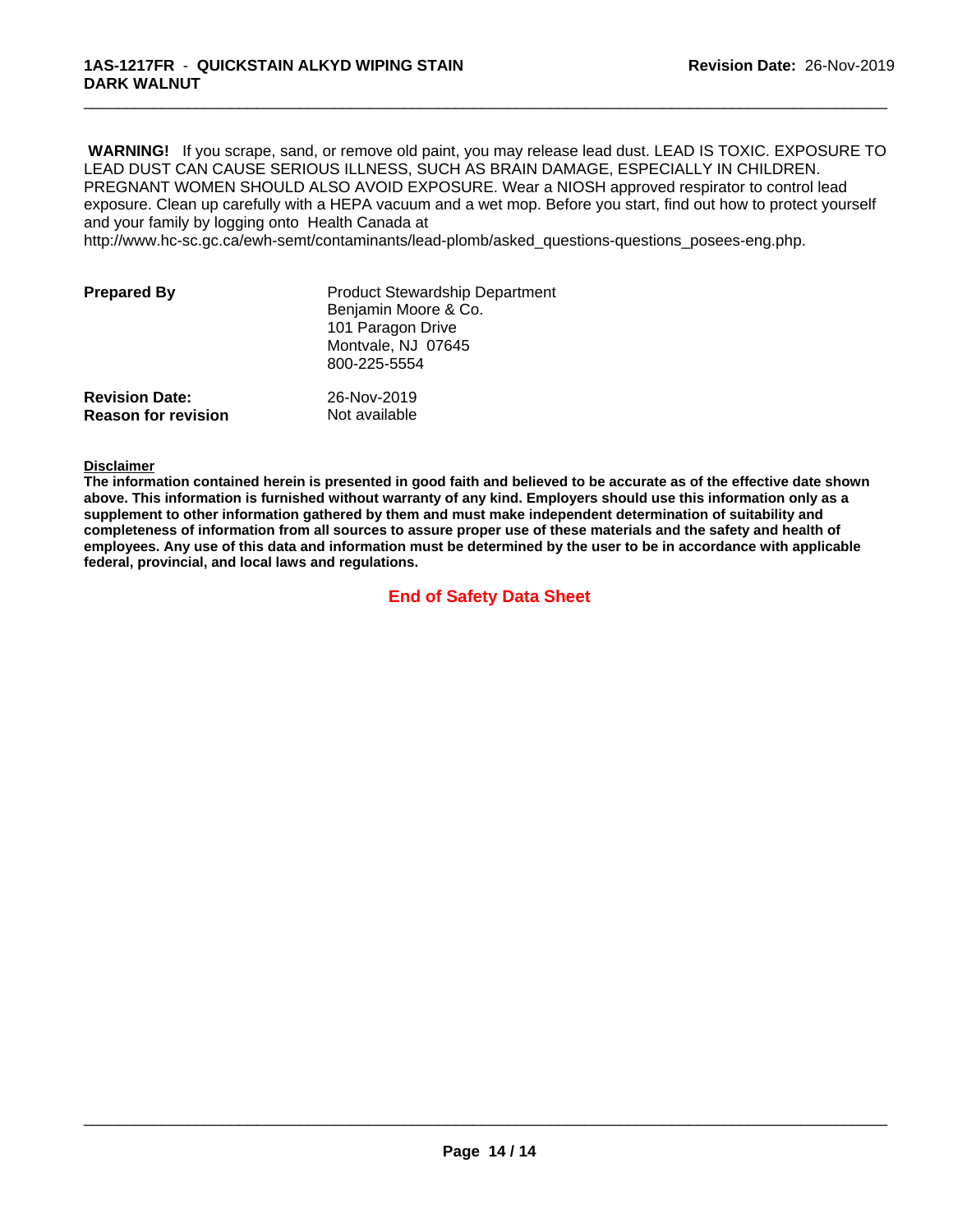**WARNING!** If you scrape, sand, or remove old paint, you may release lead dust. LEAD IS TOXIC. EXPOSURE TO LEAD DUST CAN CAUSE SERIOUS ILLNESS, SUCH AS BRAIN DAMAGE, ESPECIALLY IN CHILDREN. PREGNANT WOMEN SHOULD ALSO AVOID EXPOSURE. Wear a NIOSH approved respirator to control lead exposure. Clean up carefully with a HEPA vacuum and a wet mop. Before you start, find out how to protect yourself and your family by logging onto Health Canada at http://www.hc-sc.gc.ca/ewh-semt/contaminants/lead-plomb/asked_questions-questions_posees-eng.php.

| | |
|---|---|
| **Prepared By** | Product Stewardship Department<br>Benjamin Moore & Co.<br>101 Paragon Drive<br>Montvale, NJ 07645<br>800-225-5554 |
| **Revision Date:** | 26-Nov-2019 |
| **Reason for revision** | Not available |

**Disclaimer**

**The information contained herein is presented in good faith and believed to be accurate as of the effective date shown above. This information is furnished without warranty of any kind. Employers should use this information only as a supplement to other information gathered by them and must make independent determination of suitability and completeness of information from all sources to assure proper use of these materials and the safety and health of employees. Any use of this data and information must be determined by the user to be in accordance with applicable federal, provincial, and local laws and regulations.**

**End of Safety Data Sheet**